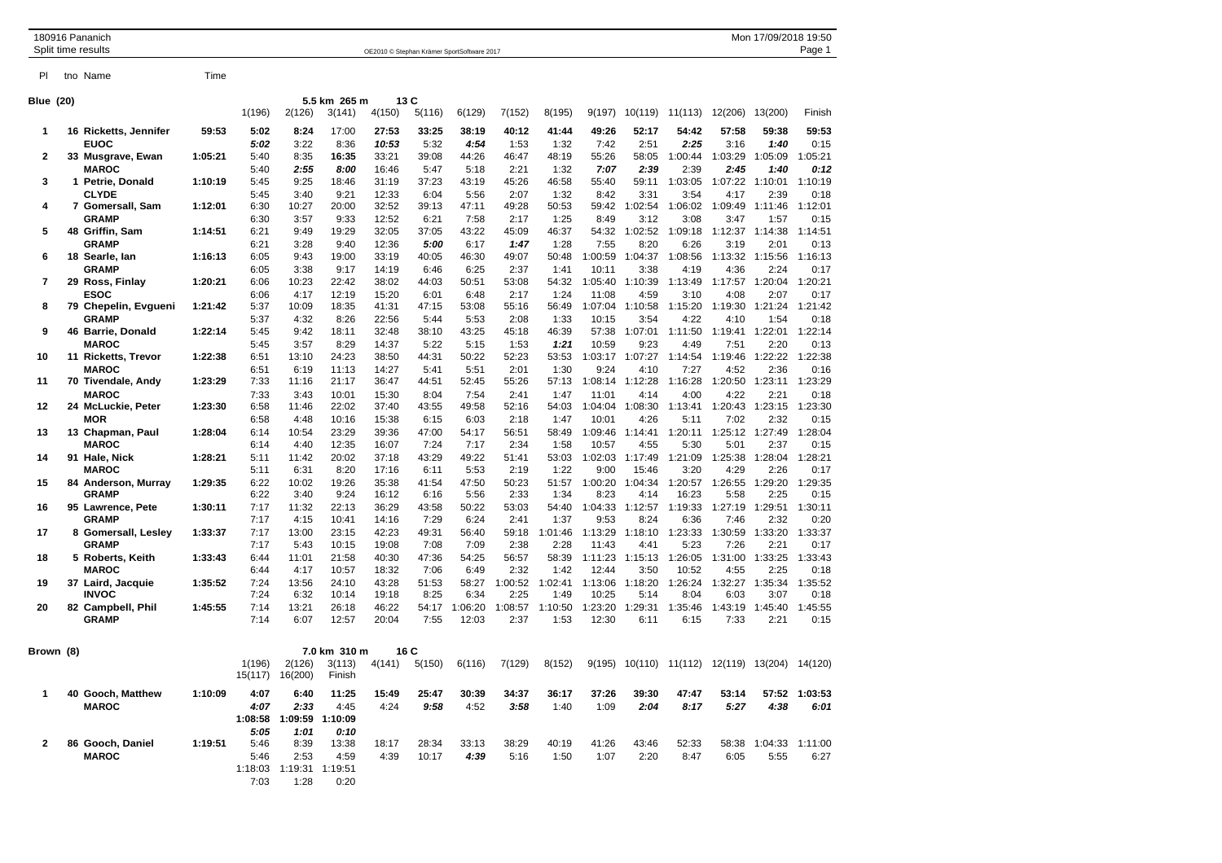180916 Pananich
Split time results

OE2010 © Stephan Krämer SportSoftware 2017

Mon 17/09/2018 19:50

## Blue (20) — 5.5 km 265 m 13 C

| Pl | tno | Name | Time | 1(196) | 2(126) | 3(141) | 4(150) | 5(116) | 6(129) | 7(152) | 8(195) | 9(197) | 10(119) | 11(113) | 12(206) | 13(200) | Finish |
|---|---|---|---|---|---|---|---|---|---|---|---|---|---|---|---|---|---|
| 1 | 16 | Ricketts, Jennifer | 59:53 | 5:02 | 8:24 | 17:00 | 27:53 | 33:25 | 38:19 | 40:12 | 41:44 | 49:26 | 52:17 | 54:42 | 57:58 | 59:38 | 59:53 |
| | | EUOC | | *5:02* | 3:22 | 8:36 | *10:53* | 5:32 | *4:54* | 1:53 | 1:32 | 7:42 | 2:51 | *2:25* | 3:16 | *1:40* | 0:15 |
| 2 | 33 | Musgrave, Ewan | 1:05:21 | 5:40 | 8:35 | 16:35 | 33:21 | 39:08 | 44:26 | 46:47 | 48:19 | 55:26 | 58:05 | 1:00:44 | 1:03:29 | 1:05:09 | 1:05:21 |
| | | MAROC | | 5:40 | *2:55* | *8:00* | 16:46 | 5:47 | 5:18 | 2:21 | 1:32 | *7:07* | *2:39* | 2:39 | *2:45* | *1:40* | *0:12* |
| 3 | 1 | Petrie, Donald | 1:10:19 | 5:45 | 9:25 | 18:46 | 31:19 | 37:23 | 43:19 | 45:26 | 46:58 | 55:40 | 59:11 | 1:03:05 | 1:07:22 | 1:10:01 | 1:10:19 |
| | | CLYDE | | 5:45 | 3:40 | 9:21 | 12:33 | 6:04 | 5:56 | 2:07 | 1:32 | 8:42 | 3:31 | 3:54 | 4:17 | 2:39 | 0:18 |
| 4 | 7 | Gomersall, Sam | 1:12:01 | 6:30 | 10:27 | 20:00 | 32:52 | 39:13 | 47:11 | 49:28 | 50:53 | 59:42 | 1:02:54 | 1:06:02 | 1:09:49 | 1:11:46 | 1:12:01 |
| | | GRAMP | | 6:30 | 3:57 | 9:33 | 12:52 | 6:21 | 7:58 | 2:17 | 1:25 | 8:49 | 3:12 | 3:08 | 3:47 | 1:57 | 0:15 |
| 5 | 48 | Griffin, Sam | 1:14:51 | 6:21 | 9:49 | 19:29 | 32:05 | 37:05 | 43:22 | 45:09 | 46:37 | 54:32 | 1:02:52 | 1:09:18 | 1:12:37 | 1:14:38 | 1:14:51 |
| | | GRAMP | | 6:21 | 3:28 | 9:40 | 12:36 | *5:00* | 6:17 | *1:47* | 1:28 | 7:55 | 8:20 | 6:26 | 3:19 | 2:01 | 0:13 |
| 6 | 18 | Searle, Ian | 1:16:13 | 6:05 | 9:43 | 19:00 | 33:19 | 40:05 | 46:30 | 49:07 | 50:48 | 1:00:59 | 1:04:37 | 1:08:56 | 1:13:32 | 1:15:56 | 1:16:13 |
| | | GRAMP | | 6:05 | 3:38 | 9:17 | 14:19 | 6:46 | 6:25 | 2:37 | 1:41 | 10:11 | 3:38 | 4:19 | 4:36 | 2:24 | 0:17 |
| 7 | 29 | Ross, Finlay | 1:20:21 | 6:06 | 10:23 | 22:42 | 38:02 | 44:03 | 50:51 | 53:08 | 54:32 | 1:05:40 | 1:10:39 | 1:13:49 | 1:17:57 | 1:20:04 | 1:20:21 |
| | | ESOC | | 6:06 | 4:17 | 12:19 | 15:20 | 6:01 | 6:48 | 2:17 | 1:24 | 11:08 | 4:59 | 3:10 | 4:08 | 2:07 | 0:17 |
| 8 | 79 | Chepelin, Evgueni | 1:21:42 | 5:37 | 10:09 | 18:35 | 41:31 | 47:15 | 53:08 | 55:16 | 56:49 | 1:07:04 | 1:10:58 | 1:15:20 | 1:19:30 | 1:21:24 | 1:21:42 |
| | | GRAMP | | 5:37 | 4:32 | 8:26 | 22:56 | 5:44 | 5:53 | 2:08 | 1:33 | 10:15 | 3:54 | 4:22 | 4:10 | 1:54 | 0:18 |
| 9 | 46 | Barrie, Donald | 1:22:14 | 5:45 | 9:42 | 18:11 | 32:48 | 38:10 | 43:25 | 45:18 | 46:39 | 57:38 | 1:07:01 | 1:11:50 | 1:19:41 | 1:22:01 | 1:22:14 |
| | | MAROC | | 5:45 | 3:57 | 8:29 | 14:37 | 5:22 | 5:15 | 1:53 | *1:21* | 10:59 | 9:23 | 4:49 | 7:51 | 2:20 | 0:13 |
| 10 | 11 | Ricketts, Trevor | 1:22:38 | 6:51 | 13:10 | 24:23 | 38:50 | 44:31 | 50:22 | 52:23 | 53:53 | 1:03:17 | 1:07:27 | 1:14:54 | 1:19:46 | 1:22:22 | 1:22:38 |
| | | MAROC | | 6:51 | 6:19 | 11:13 | 14:27 | 5:41 | 5:51 | 2:01 | 1:30 | 9:24 | 4:10 | 7:27 | 4:52 | 2:36 | 0:16 |
| 11 | 70 | Tivendale, Andy | 1:23:29 | 7:33 | 11:16 | 21:17 | 36:47 | 44:51 | 52:45 | 55:26 | 57:13 | 1:08:14 | 1:12:28 | 1:16:28 | 1:20:50 | 1:23:11 | 1:23:29 |
| | | MAROC | | 7:33 | 3:43 | 10:01 | 15:30 | 8:04 | 7:54 | 2:41 | 1:47 | 11:01 | 4:14 | 4:00 | 4:22 | 2:21 | 0:18 |
| 12 | 24 | McLuckie, Peter | 1:23:30 | 6:58 | 11:46 | 22:02 | 37:40 | 43:55 | 49:58 | 52:16 | 54:03 | 1:04:04 | 1:08:30 | 1:13:41 | 1:20:43 | 1:23:15 | 1:23:30 |
| | | MOR | | 6:58 | 4:48 | 10:16 | 15:38 | 6:15 | 6:03 | 2:18 | 1:47 | 10:01 | 4:26 | 5:11 | 7:02 | 2:32 | 0:15 |
| 13 | 13 | Chapman, Paul | 1:28:04 | 6:14 | 10:54 | 23:29 | 39:36 | 47:00 | 54:17 | 56:51 | 58:49 | 1:09:46 | 1:14:41 | 1:20:11 | 1:25:12 | 1:27:49 | 1:28:04 |
| | | MAROC | | 6:14 | 4:40 | 12:35 | 16:07 | 7:24 | 7:17 | 2:34 | 1:58 | 10:57 | 4:55 | 5:30 | 5:01 | 2:37 | 0:15 |
| 14 | 91 | Hale, Nick | 1:28:21 | 5:11 | 11:42 | 20:02 | 37:18 | 43:29 | 49:22 | 51:41 | 53:03 | 1:02:03 | 1:17:49 | 1:21:09 | 1:25:38 | 1:28:04 | 1:28:21 |
| | | MAROC | | 5:11 | 6:31 | 8:20 | 17:16 | 6:11 | 5:53 | 2:19 | 1:22 | 9:00 | 15:46 | 3:20 | 4:29 | 2:26 | 0:17 |
| 15 | 84 | Anderson, Murray | 1:29:35 | 6:22 | 10:02 | 19:26 | 35:38 | 41:54 | 47:50 | 50:23 | 51:57 | 1:00:20 | 1:04:34 | 1:20:57 | 1:26:55 | 1:29:20 | 1:29:35 |
| | | GRAMP | | 6:22 | 3:40 | 9:24 | 16:12 | 6:16 | 5:56 | 2:33 | 1:34 | 8:23 | 4:14 | 16:23 | 5:58 | 2:25 | 0:15 |
| 16 | 95 | Lawrence, Pete | 1:30:11 | 7:17 | 11:32 | 22:13 | 36:29 | 43:58 | 50:22 | 53:03 | 54:40 | 1:04:33 | 1:12:57 | 1:19:33 | 1:27:19 | 1:29:51 | 1:30:11 |
| | | GRAMP | | 7:17 | 4:15 | 10:41 | 14:16 | 7:29 | 6:24 | 2:41 | 1:37 | 9:53 | 8:24 | 6:36 | 7:46 | 2:32 | 0:20 |
| 17 | 8 | Gomersall, Lesley | 1:33:37 | 7:17 | 13:00 | 23:15 | 42:23 | 49:31 | 56:40 | 59:18 | 1:01:46 | 1:13:29 | 1:18:10 | 1:23:33 | 1:30:59 | 1:33:20 | 1:33:37 |
| | | GRAMP | | 7:17 | 5:43 | 10:15 | 19:08 | 7:08 | 7:09 | 2:38 | 2:28 | 11:43 | 4:41 | 5:23 | 7:26 | 2:21 | 0:17 |
| 18 | 5 | Roberts, Keith | 1:33:43 | 6:44 | 11:01 | 21:58 | 40:30 | 47:36 | 54:25 | 56:57 | 58:39 | 1:11:23 | 1:15:13 | 1:26:05 | 1:31:00 | 1:33:25 | 1:33:43 |
| | | MAROC | | 6:44 | 4:17 | 10:57 | 18:32 | 7:06 | 6:49 | 2:32 | 1:42 | 12:44 | 3:50 | 10:52 | 4:55 | 2:25 | 0:18 |
| 19 | 37 | Laird, Jacquie | 1:35:52 | 7:24 | 13:56 | 24:10 | 43:28 | 51:53 | 58:27 | 1:00:52 | 1:02:41 | 1:13:06 | 1:18:20 | 1:26:24 | 1:32:27 | 1:35:34 | 1:35:52 |
| | | INVOC | | 7:24 | 6:32 | 10:14 | 19:18 | 8:25 | 6:34 | 2:25 | 1:49 | 10:25 | 5:14 | 8:04 | 6:03 | 3:07 | 0:18 |
| 20 | 82 | Campbell, Phil | 1:45:55 | 7:14 | 13:21 | 26:18 | 46:22 | 54:17 | 1:06:20 | 1:08:57 | 1:10:50 | 1:23:20 | 1:29:31 | 1:35:46 | 1:43:19 | 1:45:40 | 1:45:55 |
| | | GRAMP | | 7:14 | 6:07 | 12:57 | 20:04 | 7:55 | 12:03 | 2:37 | 1:53 | 12:30 | 6:11 | 6:15 | 7:33 | 2:21 | 0:15 |

## Brown (8) — 7.0 km 310 m 16 C

| Pl | tno | Name | Time | 1(196) | 2(126) | 3(113) | 4(141) | 5(150) | 6(116) | 7(129) | 8(152) | 9(195) | 10(110) | 11(112) | 12(119) | 13(204) | 14(120) |
|---|---|---|---|---|---|---|---|---|---|---|---|---|---|---|---|---|---|
| | | | | 15(117) | 16(200) | Finish | | | | | | | | | | | |
| 1 | 40 | Gooch, Matthew | 1:10:09 | 4:07 | 6:40 | 11:25 | 15:49 | 25:47 | 30:39 | 34:37 | 36:17 | 37:26 | 39:30 | 47:47 | 53:14 | 57:52 | 1:03:53 |
| | | MAROC | | *4:07* | *2:33* | 4:45 | 4:24 | *9:58* | 4:52 | *3:58* | 1:40 | 1:09 | *2:04* | *8:17* | *5:27* | *4:38* | *6:01* |
| | | | | 1:08:58 | 1:09:59 | 1:10:09 | | | | | | | | | | | |
| | | | | *5:05* | *1:01* | *0:10* | | | | | | | | | | | |
| 2 | 86 | Gooch, Daniel | 1:19:51 | 5:46 | 8:39 | 13:38 | 18:17 | 28:34 | 33:13 | 38:29 | 40:19 | 41:26 | 43:46 | 52:33 | 58:38 | 1:04:33 | 1:11:00 |
| | | MAROC | | 5:46 | 2:53 | 4:59 | 4:39 | 10:17 | *4:39* | 5:16 | 1:50 | 1:07 | 2:20 | 8:47 | 6:05 | 5:55 | 6:27 |
| | | | | 1:18:03 | 1:19:31 | 1:19:51 | | | | | | | | | | | |
| | | | | 7:03 | 1:28 | 0:20 | | | | | | | | | | | |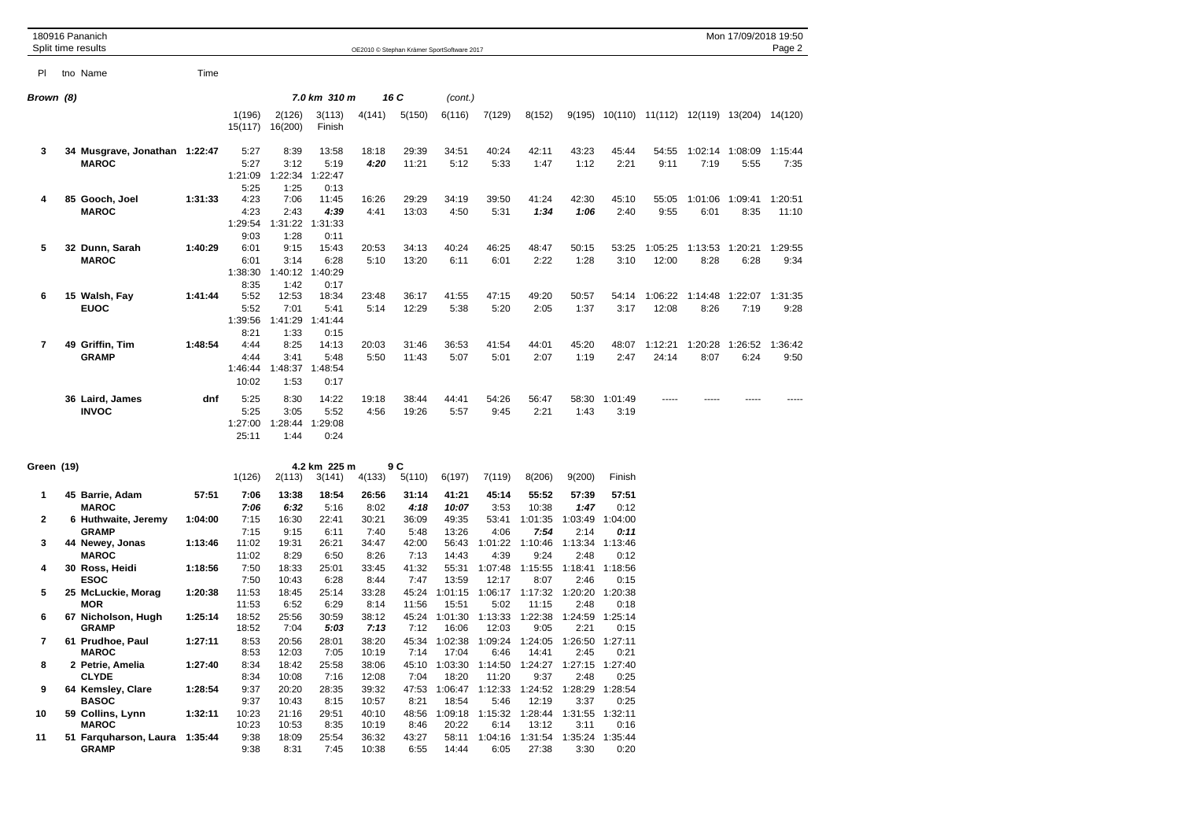180916 Pananich
Split time results

Pl tno Name Time

## Brown (8) — 7.0 km 310 m — 16 C (cont.)

| Pl | tno | Name | Time | 1(196) | 2(126) | 3(113) | 4(141) | 5(150) | 6(116) | 7(129) | 8(152) | 9(195) | 10(110) | 11(112) | 12(119) | 13(204) | 14(120) |
|---|---|---|---|---|---|---|---|---|---|---|---|---|---|---|---|---|---|
| | | | | 15(117) | 16(200) | Finish | | | | | | | | | | | |
| 3 | 34 | Musgrave, Jonathan | 1:22:47 | 5:27 | 8:39 | 13:58 | 18:18 | 29:39 | 34:51 | 40:24 | 42:11 | 43:23 | 45:44 | 54:55 | 1:02:14 | 1:08:09 | 1:15:44 |
| | | **MAROC** | | 5:27 | 3:12 | 5:19 | *4:20* | 11:21 | 5:12 | 5:33 | 1:47 | 1:12 | 2:21 | 9:11 | 7:19 | 5:55 | 7:35 |
| | | | | 1:21:09 | 1:22:34 | 1:22:47 | | | | | | | | | | | |
| | | | | 5:25 | 1:25 | 0:13 | | | | | | | | | | | |
| 4 | 85 | Gooch, Joel | 1:31:33 | 4:23 | 7:06 | 11:45 | 16:26 | 29:29 | 34:19 | 39:50 | 41:24 | 42:30 | 45:10 | 55:05 | 1:01:06 | 1:09:41 | 1:20:51 |
| | | **MAROC** | | 4:23 | 2:43 | *4:39* | 4:41 | 13:03 | 4:50 | 5:31 | *1:34* | *1:06* | 2:40 | 9:55 | 6:01 | 8:35 | 11:10 |
| | | | | 1:29:54 | 1:31:22 | 1:31:33 | | | | | | | | | | | |
| | | | | 9:03 | 1:28 | 0:11 | | | | | | | | | | | |
| 5 | 32 | Dunn, Sarah | 1:40:29 | 6:01 | 9:15 | 15:43 | 20:53 | 34:13 | 40:24 | 46:25 | 48:47 | 50:15 | 53:25 | 1:05:25 | 1:13:53 | 1:20:21 | 1:29:55 |
| | | **MAROC** | | 6:01 | 3:14 | 6:28 | 5:10 | 13:20 | 6:11 | 6:01 | 2:22 | 1:28 | 3:10 | 12:00 | 8:28 | 6:28 | 9:34 |
| | | | | 1:38:30 | 1:40:12 | 1:40:29 | | | | | | | | | | | |
| | | | | 8:35 | 1:42 | 0:17 | | | | | | | | | | | |
| 6 | 15 | Walsh, Fay | 1:41:44 | 5:52 | 12:53 | 18:34 | 23:48 | 36:17 | 41:55 | 47:15 | 49:20 | 50:57 | 54:14 | 1:06:22 | 1:14:48 | 1:22:07 | 1:31:35 |
| | | **EUOC** | | 5:52 | 7:01 | 5:41 | 5:14 | 12:29 | 5:38 | 5:20 | 2:05 | 1:37 | 3:17 | 12:08 | 8:26 | 7:19 | 9:28 |
| | | | | 1:39:56 | 1:41:29 | 1:41:44 | | | | | | | | | | | |
| | | | | 8:21 | 1:33 | 0:15 | | | | | | | | | | | |
| 7 | 49 | Griffin, Tim | 1:48:54 | 4:44 | 8:25 | 14:13 | 20:03 | 31:46 | 36:53 | 41:54 | 44:01 | 45:20 | 48:07 | 1:12:21 | 1:20:28 | 1:26:52 | 1:36:42 |
| | | **GRAMP** | | 4:44 | 3:41 | 5:48 | 5:50 | 11:43 | 5:07 | 5:01 | 2:07 | 1:19 | 2:47 | 24:14 | 8:07 | 6:24 | 9:50 |
| | | | | 1:46:44 | 1:48:37 | 1:48:54 | | | | | | | | | | | |
| | | | | 10:02 | 1:53 | 0:17 | | | | | | | | | | | |
| | 36 | Laird, James | dnf | 5:25 | 8:30 | 14:22 | 19:18 | 38:44 | 44:41 | 54:26 | 56:47 | 58:30 | 1:01:49 | ----- | ----- | ----- | ----- |
| | | **INVOC** | | 5:25 | 3:05 | 5:52 | 4:56 | 19:26 | 5:57 | 9:45 | 2:21 | 1:43 | 3:19 | | | | |
| | | | | 1:27:00 | 1:28:44 | 1:29:08 | | | | | | | | | | | |
| | | | | 25:11 | 1:44 | 0:24 | | | | | | | | | | | |

## Green (19) — 4.2 km 225 m — 9 C

| Pl | tno | Name | Time | 1(126) | 2(113) | 3(141) | 4(133) | 5(110) | 6(197) | 7(119) | 8(206) | 9(200) | Finish |
|---|---|---|---|---|---|---|---|---|---|---|---|---|---|
| 1 | 45 | Barrie, Adam | 57:51 | 7:06 | 13:38 | 18:54 | 26:56 | 31:14 | 41:21 | 45:14 | 55:52 | 57:39 | 57:51 |
| | | **MAROC** | | *7:06* | *6:32* | 5:16 | 8:02 | *4:18* | *10:07* | 3:53 | 10:38 | *1:47* | 0:12 |
| 2 | 6 | Huthwaite, Jeremy | 1:04:00 | 7:15 | 16:30 | 22:41 | 30:21 | 36:09 | 49:35 | 53:41 | 1:01:35 | 1:03:49 | 1:04:00 |
| | | **GRAMP** | | 7:15 | 9:15 | 6:11 | 7:40 | 5:48 | 13:26 | 4:06 | *7:54* | 2:14 | *0:11* |
| 3 | 44 | Newey, Jonas | 1:13:46 | 11:02 | 19:31 | 26:21 | 34:47 | 42:00 | 56:43 | 1:01:22 | 1:10:46 | 1:13:34 | 1:13:46 |
| | | **MAROC** | | 11:02 | 8:29 | 6:50 | 8:26 | 7:13 | 14:43 | 4:39 | 9:24 | 2:48 | 0:12 |
| 4 | 30 | Ross, Heidi | 1:18:56 | 7:50 | 18:33 | 25:01 | 33:45 | 41:32 | 55:31 | 1:07:48 | 1:15:55 | 1:18:41 | 1:18:56 |
| | | **ESOC** | | 7:50 | 10:43 | 6:28 | 8:44 | 7:47 | 13:59 | 12:17 | 8:07 | 2:46 | 0:15 |
| 5 | 25 | McLuckie, Morag | 1:20:38 | 11:53 | 18:45 | 25:14 | 33:28 | 45:24 | 1:01:15 | 1:06:17 | 1:17:32 | 1:20:20 | 1:20:38 |
| | | **MOR** | | 11:53 | 6:52 | 6:29 | 8:14 | 11:56 | 15:51 | 5:02 | 11:15 | 2:48 | 0:18 |
| 6 | 67 | Nicholson, Hugh | 1:25:14 | 18:52 | 25:56 | 30:59 | 38:12 | 45:24 | 1:01:30 | 1:13:33 | 1:22:38 | 1:24:59 | 1:25:14 |
| | | **GRAMP** | | 18:52 | 7:04 | *5:03* | *7:13* | 7:12 | 16:06 | 12:03 | 9:05 | 2:21 | 0:15 |
| 7 | 61 | Prudhoe, Paul | 1:27:11 | 8:53 | 20:56 | 28:01 | 38:20 | 45:34 | 1:02:38 | 1:09:24 | 1:24:05 | 1:26:50 | 1:27:11 |
| | | **MAROC** | | 8:53 | 12:03 | 7:05 | 10:19 | 7:14 | 17:04 | 6:46 | 14:41 | 2:45 | 0:21 |
| 8 | 2 | Petrie, Amelia | 1:27:40 | 8:34 | 18:42 | 25:58 | 38:06 | 45:10 | 1:03:30 | 1:14:50 | 1:24:27 | 1:27:15 | 1:27:40 |
| | | **CLYDE** | | 8:34 | 10:08 | 7:16 | 12:08 | 7:04 | 18:20 | 11:20 | 9:37 | 2:48 | 0:25 |
| 9 | 64 | Kemsley, Clare | 1:28:54 | 9:37 | 20:20 | 28:35 | 39:32 | 47:53 | 1:06:47 | 1:12:33 | 1:24:52 | 1:28:29 | 1:28:54 |
| | | **BASOC** | | 9:37 | 10:43 | 8:15 | 10:57 | 8:21 | 18:54 | 5:46 | 12:19 | 3:37 | 0:25 |
| 10 | 59 | Collins, Lynn | 1:32:11 | 10:23 | 21:16 | 29:51 | 40:10 | 48:56 | 1:09:18 | 1:15:32 | 1:28:44 | 1:31:55 | 1:32:11 |
| | | **MAROC** | | 10:23 | 10:53 | 8:35 | 10:19 | 8:46 | 20:22 | 6:14 | 13:12 | 3:11 | 0:16 |
| 11 | 51 | Farquharson, Laura | 1:35:44 | 9:38 | 18:09 | 25:54 | 36:32 | 43:27 | 58:11 | 1:04:16 | 1:31:54 | 1:35:24 | 1:35:44 |
| | | **GRAMP** | | 9:38 | 8:31 | 7:45 | 10:38 | 6:55 | 14:44 | 6:05 | 27:38 | 3:30 | 0:20 |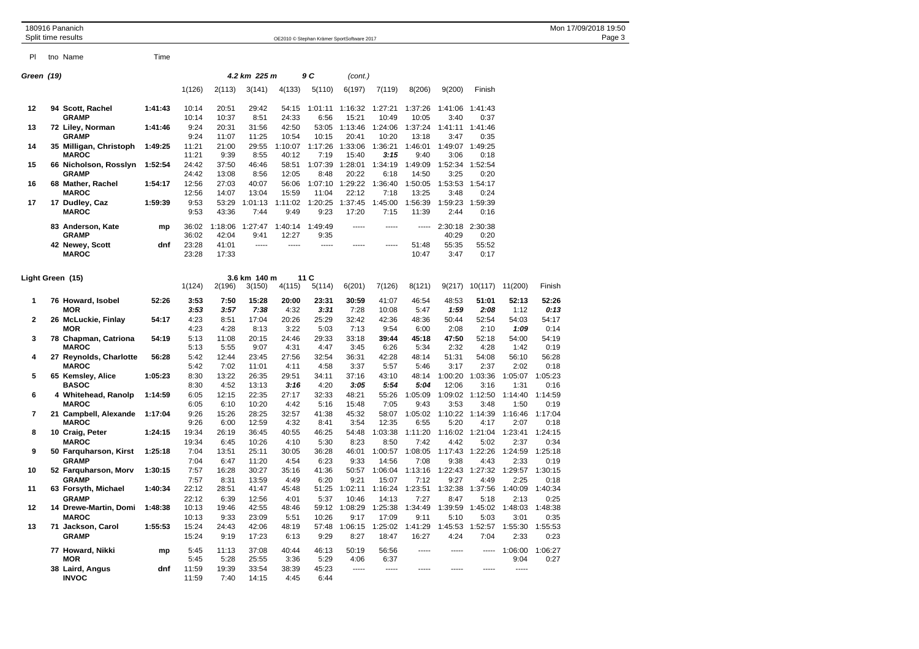| Pl | tno | Name | Time | | | | | | | | | | | | |
|---|---|---|---|---|---|---|---|---|---|---|---|---|---|---|---|

**Green (19)** — 4.2 km 225 m — 9 C (cont.)

| Pl | tno | Name | Time | 1(126) | 2(113) | 3(141) | 4(133) | 5(110) | 6(197) | 7(119) | 8(206) | 9(200) | Finish |
|---|---|---|---|---|---|---|---|---|---|---|---|---|---|
| 12 | 94 | **Scott, Rachel** | **1:41:43** | 10:14 | 20:51 | 29:42 | 54:15 | 1:01:11 | 1:16:32 | 1:27:21 | 1:37:26 | 1:41:06 | 1:41:43 |
| | | **GRAMP** | | 10:14 | 10:37 | 8:51 | 24:33 | 6:56 | 15:21 | 10:49 | 10:05 | 3:40 | 0:37 |
| 13 | 72 | **Liley, Norman** | **1:41:46** | 9:24 | 20:31 | 31:56 | 42:50 | 53:05 | 1:13:46 | 1:24:06 | 1:37:24 | 1:41:11 | 1:41:46 |
| | | **GRAMP** | | 9:24 | 11:07 | 11:25 | 10:54 | 10:15 | 20:41 | 10:20 | 13:18 | 3:47 | 0:35 |
| 14 | 35 | **Milligan, Christoph** | **1:49:25** | 11:21 | 21:00 | 29:55 | 1:10:07 | 1:17:26 | 1:33:06 | 1:36:21 | 1:46:01 | 1:49:07 | 1:49:25 |
| | | **MAROC** | | 11:21 | 9:39 | 8:55 | 40:12 | 7:19 | 15:40 | *3:15* | 9:40 | 3:06 | 0:18 |
| 15 | 66 | **Nicholson, Rosslyn** | **1:52:54** | 24:42 | 37:50 | 46:46 | 58:51 | 1:07:39 | 1:28:01 | 1:34:19 | 1:49:09 | 1:52:34 | 1:52:54 |
| | | **GRAMP** | | 24:42 | 13:08 | 8:56 | 12:05 | 8:48 | 20:22 | 6:18 | 14:50 | 3:25 | 0:20 |
| 16 | 68 | **Mather, Rachel** | **1:54:17** | 12:56 | 27:03 | 40:07 | 56:06 | 1:07:10 | 1:29:22 | 1:36:40 | 1:50:05 | 1:53:53 | 1:54:17 |
| | | **MAROC** | | 12:56 | 14:07 | 13:04 | 15:59 | 11:04 | 22:12 | 7:18 | 13:25 | 3:48 | 0:24 |
| 17 | 17 | **Dudley, Caz** | **1:59:39** | 9:53 | 53:29 | 1:01:13 | 1:11:02 | 1:20:25 | 1:37:45 | 1:45:00 | 1:56:39 | 1:59:23 | 1:59:39 |
| | | **MAROC** | | 9:53 | 43:36 | 7:44 | 9:49 | 9:23 | 17:20 | 7:15 | 11:39 | 2:44 | 0:16 |
| | 83 | **Anderson, Kate** | **mp** | 36:02 | 1:18:06 | 1:27:47 | 1:40:14 | 1:49:49 | ----- | ----- | ----- | 2:30:18 | 2:30:38 |
| | | **GRAMP** | | 36:02 | 42:04 | 9:41 | 12:27 | 9:35 | | | | 40:29 | 0:20 |
| | 42 | **Newey, Scott** | **dnf** | 23:28 | 41:01 | ----- | ----- | ----- | ----- | ----- | 51:48 | 55:35 | 55:52 |
| | | **MAROC** | | 23:28 | 17:33 | | | | | | 10:47 | 3:47 | 0:17 |

**Light Green (15)** — 3.6 km 140 m — 11 C

| Pl | tno | Name | Time | 1(124) | 2(196) | 3(150) | 4(115) | 5(114) | 6(201) | 7(126) | 8(121) | 9(217) | 10(117) | 11(200) | Finish |
|---|---|---|---|---|---|---|---|---|---|---|---|---|---|---|---|
| 1 | 76 | **Howard, Isobel** | **52:26** | **3:53** | **7:50** | **15:28** | **20:00** | **23:31** | **30:59** | 41:07 | 46:54 | 48:53 | 51:01 | **52:13** | **52:26** |
| | | **MOR** | | *3:53* | *3:57* | *7:38* | 4:32 | *3:31* | 7:28 | 10:08 | 5:47 | *1:59* | *2:08* | 1:12 | *0:13* |
| 2 | 26 | **McLuckie, Finlay** | **54:17** | 4:23 | 8:51 | 17:04 | 20:26 | 25:29 | 32:42 | 42:36 | 48:36 | 50:44 | 52:54 | 54:03 | 54:17 |
| | | **MOR** | | 4:23 | 4:28 | 8:13 | 3:22 | 5:03 | 7:13 | 9:54 | 6:00 | 2:08 | 2:10 | *1:09* | 0:14 |
| 3 | 78 | **Chapman, Catriona** | **54:19** | 5:13 | 11:08 | 20:15 | 24:46 | 29:33 | 33:18 | **39:44** | **45:18** | **47:50** | 52:18 | 54:00 | 54:19 |
| | | **MAROC** | | 5:13 | 5:55 | 9:07 | 4:31 | 4:47 | 3:45 | 6:26 | 5:34 | 2:32 | 4:28 | 1:42 | 0:19 |
| 4 | 27 | **Reynolds, Charlotte** | **56:28** | 5:42 | 12:44 | 23:45 | 27:56 | 32:54 | 36:31 | 42:28 | 48:14 | 51:31 | 54:08 | 56:10 | 56:28 |
| | | **MAROC** | | 5:42 | 7:02 | 11:01 | 4:11 | 4:58 | 3:37 | 5:57 | 5:46 | 3:17 | 2:37 | 2:02 | 0:18 |
| 5 | 65 | **Kemsley, Alice** | **1:05:23** | 8:30 | 13:22 | 26:35 | 29:51 | 34:11 | 37:16 | 43:10 | 48:14 | 1:00:20 | 1:03:36 | 1:05:07 | 1:05:23 |
| | | **BASOC** | | 8:30 | 4:52 | 13:13 | *3:16* | 4:20 | *3:05* | *5:54* | *5:04* | 12:06 | 3:16 | 1:31 | 0:16 |
| 6 | 4 | **Whitehead, Ranolp** | **1:14:59** | 6:05 | 12:15 | 22:35 | 27:17 | 32:33 | 48:21 | 55:26 | 1:05:09 | 1:09:02 | 1:12:50 | 1:14:40 | 1:14:59 |
| | | **MAROC** | | 6:05 | 6:10 | 10:20 | 4:42 | 5:16 | 15:48 | 7:05 | 9:43 | 3:53 | 3:48 | 1:50 | 0:19 |
| 7 | 21 | **Campbell, Alexande** | **1:17:04** | 9:26 | 15:26 | 28:25 | 32:57 | 41:38 | 45:32 | 58:07 | 1:05:02 | 1:10:22 | 1:14:39 | 1:16:46 | 1:17:04 |
| | | **MAROC** | | 9:26 | 6:00 | 12:59 | 4:32 | 8:41 | 3:54 | 12:35 | 6:55 | 5:20 | 4:17 | 2:07 | 0:18 |
| 8 | 10 | **Craig, Peter** | **1:24:15** | 19:34 | 26:19 | 36:45 | 40:55 | 46:25 | 54:48 | 1:03:38 | 1:11:20 | 1:16:02 | 1:21:04 | 1:23:41 | 1:24:15 |
| | | **MAROC** | | 19:34 | 6:45 | 10:26 | 4:10 | 5:30 | 8:23 | 8:50 | 7:42 | 4:42 | 5:02 | 2:37 | 0:34 |
| 9 | 50 | **Farquharson, Kirst** | **1:25:18** | 7:04 | 13:51 | 25:11 | 30:05 | 36:28 | 46:01 | 1:00:57 | 1:08:05 | 1:17:43 | 1:22:26 | 1:24:59 | 1:25:18 |
| | | **GRAMP** | | 7:04 | 6:47 | 11:20 | 4:54 | 6:23 | 9:33 | 14:56 | 7:08 | 9:38 | 4:43 | 2:33 | 0:19 |
| 10 | 52 | **Farquharson, Morv** | **1:30:15** | 7:57 | 16:28 | 30:27 | 35:16 | 41:36 | 50:57 | 1:06:04 | 1:13:16 | 1:22:43 | 1:27:32 | 1:29:57 | 1:30:15 |
| | | **GRAMP** | | 7:57 | 8:31 | 13:59 | 4:49 | 6:20 | 9:21 | 15:07 | 7:12 | 9:27 | 4:49 | 2:25 | 0:18 |
| 11 | 63 | **Forsyth, Michael** | **1:40:34** | 22:12 | 28:51 | 41:47 | 45:48 | 51:25 | 1:02:11 | 1:16:24 | 1:23:51 | 1:32:38 | 1:37:56 | 1:40:09 | 1:40:34 |
| | | **GRAMP** | | 22:12 | 6:39 | 12:56 | 4:01 | 5:37 | 10:46 | 14:13 | 7:27 | 8:47 | 5:18 | 2:13 | 0:25 |
| 12 | 14 | **Drewe-Martin, Domi** | **1:48:38** | 10:13 | 19:46 | 42:55 | 48:46 | 59:12 | 1:08:29 | 1:25:38 | 1:34:49 | 1:39:59 | 1:45:02 | 1:48:03 | 1:48:38 |
| | | **MAROC** | | 10:13 | 9:33 | 23:09 | 5:51 | 10:26 | 9:17 | 17:09 | 9:11 | 5:10 | 5:03 | 3:01 | 0:35 |
| 13 | 71 | **Jackson, Carol** | **1:55:53** | 15:24 | 24:43 | 42:06 | 48:19 | 57:48 | 1:06:15 | 1:25:02 | 1:41:29 | 1:45:53 | 1:52:57 | 1:55:30 | 1:55:53 |
| | | **GRAMP** | | 15:24 | 9:19 | 17:23 | 6:13 | 9:29 | 8:27 | 18:47 | 16:27 | 4:24 | 7:04 | 2:33 | 0:23 |
| | 77 | **Howard, Nikki** | **mp** | 5:45 | 11:13 | 37:08 | 40:44 | 46:13 | 50:19 | 56:56 | ----- | ----- | ----- | 1:06:00 | 1:06:27 |
| | | **MOR** | | 5:45 | 5:28 | 25:55 | 3:36 | 5:29 | 4:06 | 6:37 | | | | 9:04 | 0:27 |
| | 38 | **Laird, Angus** | **dnf** | 11:59 | 19:39 | 33:54 | 38:39 | 45:23 | ----- | ----- | ----- | ----- | ----- | ----- | |
| | | **INVOC** | | 11:59 | 7:40 | 14:15 | 4:45 | 6:44 | | | | | | | |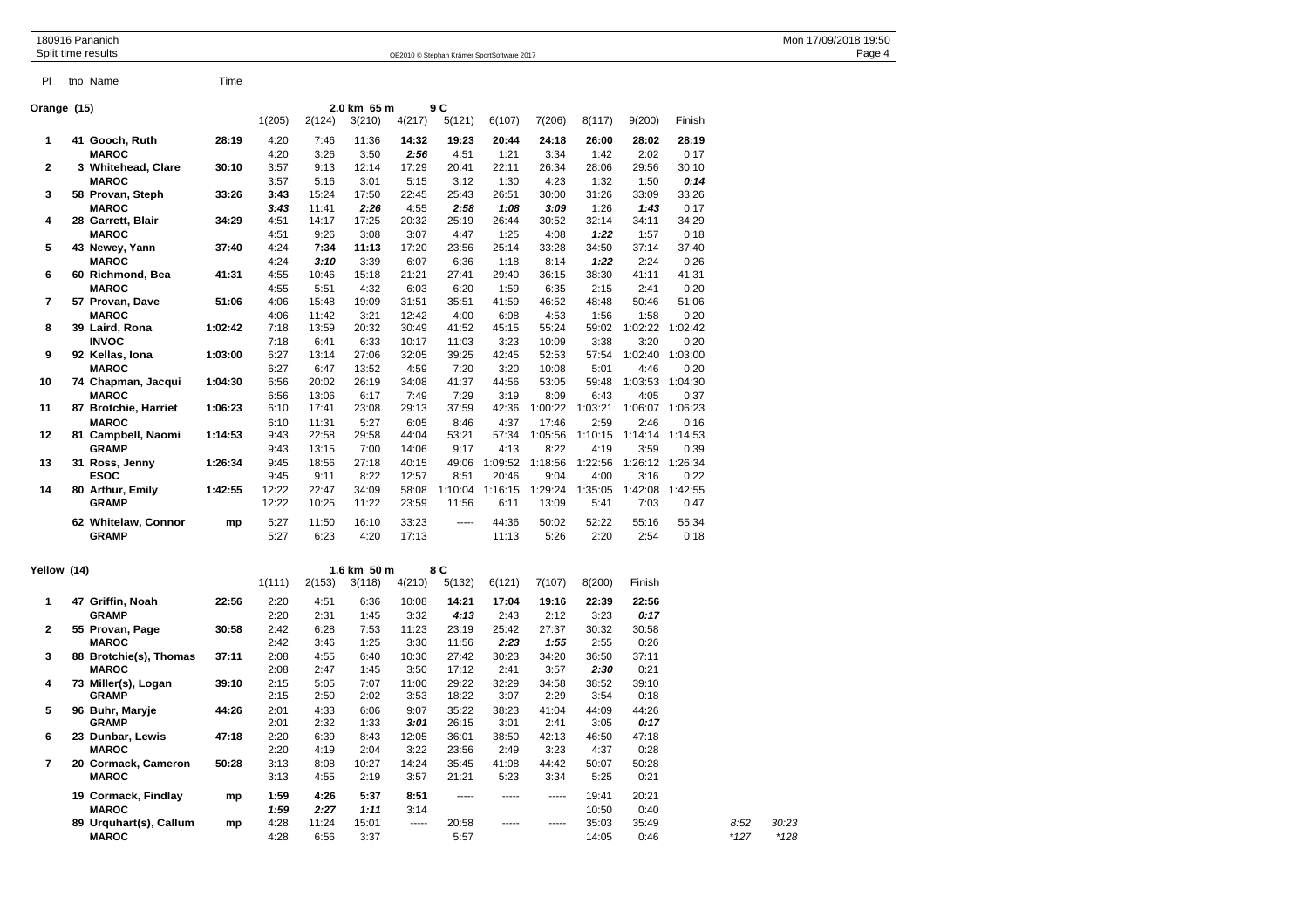Pl tno Name Time

## Orange (15)

2.0 km 65 m 9 C

| Pl | tno | Name | Time | 1(205) | 2(124) | 3(210) | 4(217) | 5(121) | 6(107) | 7(206) | 8(117) | 9(200) | Finish | | |
|---|---|---|---|---|---|---|---|---|---|---|---|---|---|---|---|
| 1 | 41 | **Gooch, Ruth** | **28:19** | 4:20 | 7:46 | 11:36 | **14:32** | 19:23 | **20:44** | **24:18** | **26:00** | **28:02** | **28:19** | | |
| | | **MAROC** | | 4:20 | 3:26 | 3:50 | ***2:56*** | 4:51 | 1:21 | 3:34 | 1:42 | 2:02 | 0:17 | | |
| 2 | 3 | **Whitehead, Clare** | **30:10** | 3:57 | 9:13 | 12:14 | 17:29 | 20:41 | 22:11 | 26:34 | 28:06 | 29:56 | 30:10 | | |
| | | **MAROC** | | 3:57 | 5:16 | 3:01 | 5:15 | 3:12 | 1:30 | 4:23 | 1:32 | 1:50 | ***0:14*** | | |
| 3 | 58 | **Provan, Steph** | **33:26** | **3:43** | 15:24 | 17:50 | 22:45 | 25:43 | 26:51 | 30:00 | 31:26 | 33:09 | 33:26 | | |
| | | **MAROC** | | ***3:43*** | 11:41 | ***2:26*** | 4:55 | ***2:58*** | ***1:08*** | ***3:09*** | 1:26 | ***1:43*** | 0:17 | | |
| 4 | 28 | **Garrett, Blair** | **34:29** | 4:51 | 14:17 | 17:25 | 20:32 | 25:19 | 26:44 | 30:52 | 32:14 | 34:11 | 34:29 | | |
| | | **MAROC** | | 4:51 | 9:26 | 3:08 | 3:07 | 4:47 | 1:25 | 4:08 | ***1:22*** | 1:57 | 0:18 | | |
| 5 | 43 | **Newey, Yann** | **37:40** | 4:24 | **7:34** | **11:13** | 17:20 | 23:56 | 25:14 | 33:28 | 34:50 | 37:14 | 37:40 | | |
| | | **MAROC** | | 4:24 | ***3:10*** | 3:39 | 6:07 | 6:36 | 1:18 | 8:14 | ***1:22*** | 2:24 | 0:26 | | |
| 6 | 60 | **Richmond, Bea** | **41:31** | 4:55 | 10:46 | 15:18 | 21:21 | 27:41 | 29:40 | 36:15 | 38:30 | 41:11 | 41:31 | | |
| | | **MAROC** | | 4:55 | 5:51 | 4:32 | 6:03 | 6:20 | 1:59 | 6:35 | 2:15 | 2:41 | 0:20 | | |
| 7 | 57 | **Provan, Dave** | **51:06** | 4:06 | 15:48 | 19:09 | 31:51 | 35:51 | 41:59 | 46:52 | 48:48 | 50:46 | 51:06 | | |
| | | **MAROC** | | 4:06 | 11:42 | 3:21 | 12:42 | 4:00 | 6:08 | 4:53 | 1:56 | 1:58 | 0:20 | | |
| 8 | 39 | **Laird, Rona** | **1:02:42** | 7:18 | 13:59 | 20:32 | 30:49 | 41:52 | 45:15 | 55:24 | 59:02 | 1:02:22 | 1:02:42 | | |
| | | **INVOC** | | 7:18 | 6:41 | 6:33 | 10:17 | 11:03 | 3:23 | 10:09 | 3:38 | 3:20 | 0:20 | | |
| 9 | 92 | **Kellas, Iona** | **1:03:00** | 6:27 | 13:14 | 27:06 | 32:05 | 39:25 | 42:45 | 52:53 | 57:54 | 1:02:40 | 1:03:00 | | |
| | | **MAROC** | | 6:27 | 6:47 | 13:52 | 4:59 | 7:20 | 3:20 | 10:08 | 5:01 | 4:46 | 0:20 | | |
| 10 | 74 | **Chapman, Jacqui** | **1:04:30** | 6:56 | 20:02 | 26:19 | 34:08 | 41:37 | 44:56 | 53:05 | 59:48 | 1:03:53 | 1:04:30 | | |
| | | **MAROC** | | 6:56 | 13:06 | 6:17 | 7:49 | 7:29 | 3:19 | 8:09 | 6:43 | 4:05 | 0:37 | | |
| 11 | 87 | **Brotchie, Harriet** | **1:06:23** | 6:10 | 17:41 | 23:08 | 29:13 | 37:59 | 42:36 | 1:00:22 | 1:03:21 | 1:06:07 | 1:06:23 | | |
| | | **MAROC** | | 6:10 | 11:31 | 5:27 | 6:05 | 8:46 | 4:37 | 17:46 | 2:59 | 2:46 | 0:16 | | |
| 12 | 81 | **Campbell, Naomi** | **1:14:53** | 9:43 | 22:58 | 29:58 | 44:04 | 53:21 | 57:34 | 1:05:56 | 1:10:15 | 1:14:14 | 1:14:53 | | |
| | | **GRAMP** | | 9:43 | 13:15 | 7:00 | 14:06 | 9:17 | 4:13 | 8:22 | 4:19 | 3:59 | 0:39 | | |
| 13 | 31 | **Ross, Jenny** | **1:26:34** | 9:45 | 18:56 | 27:18 | 40:15 | 49:06 | 1:09:52 | 1:18:56 | 1:22:56 | 1:26:12 | 1:26:34 | | |
| | | **ESOC** | | 9:45 | 9:11 | 8:22 | 12:57 | 8:51 | 20:46 | 9:04 | 4:00 | 3:16 | 0:22 | | |
| 14 | 80 | **Arthur, Emily** | **1:42:55** | 12:22 | 22:47 | 34:09 | 58:08 | 1:10:04 | 1:16:15 | 1:29:24 | 1:35:05 | 1:42:08 | 1:42:55 | | |
| | | **GRAMP** | | 12:22 | 10:25 | 11:22 | 23:59 | 11:56 | 6:11 | 13:09 | 5:41 | 7:03 | 0:47 | | |
| | 62 | **Whitelaw, Connor** | **mp** | 5:27 | 11:50 | 16:10 | 33:23 | ----- | 44:36 | 50:02 | 52:22 | 55:16 | 55:34 | | |
| | | **GRAMP** | | 5:27 | 6:23 | 4:20 | 17:13 | | 11:13 | 5:26 | 2:20 | 2:54 | 0:18 | | |

## Yellow (14)

1.6 km 50 m 8 C

| Pl | tno | Name | Time | 1(111) | 2(153) | 3(118) | 4(210) | 5(132) | 6(121) | 7(107) | 8(200) | Finish | | |
|---|---|---|---|---|---|---|---|---|---|---|---|---|---|---|
| 1 | 47 | **Griffin, Noah** | **22:56** | 2:20 | 4:51 | 6:36 | 10:08 | **14:21** | **17:04** | **19:16** | **22:39** | **22:56** | | |
| | | **GRAMP** | | 2:20 | 2:31 | 1:45 | 3:32 | ***4:13*** | 2:43 | 2:12 | 3:23 | ***0:17*** | | |
| 2 | 55 | **Provan, Page** | **30:58** | 2:42 | 6:28 | 7:53 | 11:23 | 23:19 | 25:42 | 27:37 | 30:32 | 30:58 | | |
| | | **MAROC** | | 2:42 | 3:46 | 1:25 | 3:30 | 11:56 | ***2:23*** | ***1:55*** | 2:55 | 0:26 | | |
| 3 | 88 | **Brotchie(s), Thomas** | **37:11** | 2:08 | 4:55 | 6:40 | 10:30 | 27:42 | 30:23 | 34:20 | 36:50 | 37:11 | | |
| | | **MAROC** | | 2:08 | 2:47 | 1:45 | 3:50 | 17:12 | 2:41 | 3:57 | ***2:30*** | 0:21 | | |
| 4 | 73 | **Miller(s), Logan** | **39:10** | 2:15 | 5:05 | 7:07 | 11:00 | 29:22 | 32:29 | 34:58 | 38:52 | 39:10 | | |
| | | **GRAMP** | | 2:15 | 2:50 | 2:02 | 3:53 | 18:22 | 3:07 | 2:29 | 3:54 | 0:18 | | |
| 5 | 96 | **Buhr, Maryje** | **44:26** | 2:01 | 4:33 | 6:06 | 9:07 | 35:22 | 38:23 | 41:04 | 44:09 | 44:26 | | |
| | | **GRAMP** | | 2:01 | 2:32 | 1:33 | ***3:01*** | 26:15 | 3:01 | 2:41 | 3:05 | ***0:17*** | | |
| 6 | 23 | **Dunbar, Lewis** | **47:18** | 2:20 | 6:39 | 8:43 | 12:05 | 36:01 | 38:50 | 42:13 | 46:50 | 47:18 | | |
| | | **MAROC** | | 2:20 | 4:19 | 2:04 | 3:22 | 23:56 | 2:49 | 3:23 | 4:37 | 0:28 | | |
| 7 | 20 | **Cormack, Cameron** | **50:28** | 3:13 | 8:08 | 10:27 | 14:24 | 35:45 | 41:08 | 44:42 | 50:07 | 50:28 | | |
| | | **MAROC** | | 3:13 | 4:55 | 2:19 | 3:57 | 21:21 | 5:23 | 3:34 | 5:25 | 0:21 | | |
| | 19 | **Cormack, Findlay** | **mp** | **1:59** | **4:26** | **5:37** | **8:51** | ----- | ----- | ----- | 19:41 | 20:21 | | |
| | | **MAROC** | | ***1:59*** | ***2:27*** | ***1:11*** | 3:14 | | | | 10:50 | 0:40 | | |
| | 89 | **Urquhart(s), Callum** | **mp** | 4:28 | 11:24 | 15:01 | ----- | 20:58 | ----- | ----- | 35:03 | 35:49 | *8:52* | *30:23* |
| | | **MAROC** | | 4:28 | 6:56 | 3:37 | | 5:57 | | | 14:05 | 0:46 | **127* | **128* |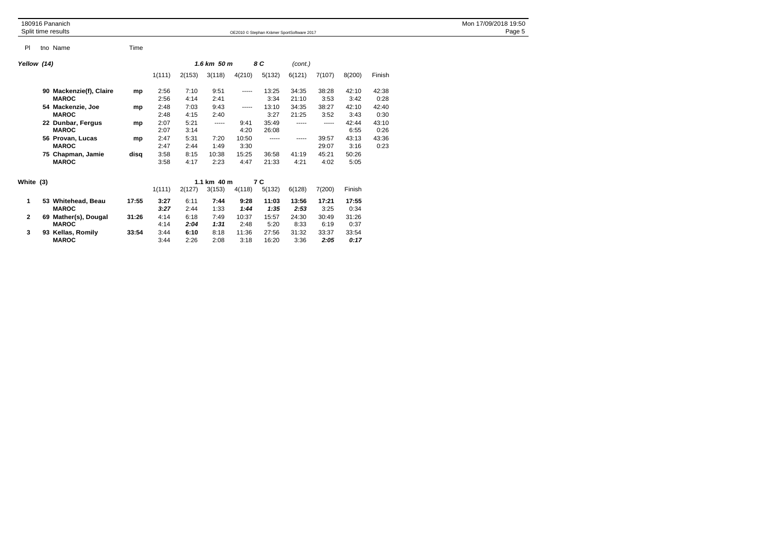| Pl | tno Name | Time | | | | | | | | | |
|---|---|---|---|---|---|---|---|---|---|---|---|
| ***Yellow (14)*** | | | | | ***1.6 km 50 m*** | | ***8 C*** | *(cont.)* | | | |
| | | | 1(111) | 2(153) | 3(118) | 4(210) | 5(132) | 6(121) | 7(107) | 8(200) | Finish |
| | **90 Mackenzie(f), Claire** | **mp** | 2:56 | 7:10 | 9:51 | ----- | 13:25 | 34:35 | 38:28 | 42:10 | 42:38 |
| | **MAROC** | | 2:56 | 4:14 | 2:41 | | 3:34 | 21:10 | 3:53 | 3:42 | 0:28 |
| | **54 Mackenzie, Joe** | **mp** | 2:48 | 7:03 | 9:43 | ----- | 13:10 | 34:35 | 38:27 | 42:10 | 42:40 |
| | **MAROC** | | 2:48 | 4:15 | 2:40 | | 3:27 | 21:25 | 3:52 | 3:43 | 0:30 |
| | **22 Dunbar, Fergus** | **mp** | 2:07 | 5:21 | ----- | 9:41 | 35:49 | ----- | ----- | 42:44 | 43:10 |
| | **MAROC** | | 2:07 | 3:14 | | 4:20 | 26:08 | | | 6:55 | 0:26 |
| | **56 Provan, Lucas** | **mp** | 2:47 | 5:31 | 7:20 | 10:50 | ----- | ----- | 39:57 | 43:13 | 43:36 |
| | **MAROC** | | 2:47 | 2:44 | 1:49 | 3:30 | | | 29:07 | 3:16 | 0:23 |
| | **75 Chapman, Jamie** | **disq** | 3:58 | 8:15 | 10:38 | 15:25 | 36:58 | 41:19 | 45:21 | 50:26 | |
| | **MAROC** | | 3:58 | 4:17 | 2:23 | 4:47 | 21:33 | 4:21 | 4:02 | 5:05 | |

| Pl | tno Name | Time | | | | | | | | |
|---|---|---|---|---|---|---|---|---|---|---|
| **White (3)** | | | | | **1.1 km 40 m** | | **7 C** | | | |
| | | | 1(111) | 2(127) | 3(153) | 4(118) | 5(132) | 6(128) | 7(200) | Finish |
| **1** | **53 Whitehead, Beau** | **17:55** | **3:27** | 6:11 | **7:44** | **9:28** | **11:03** | **13:56** | **17:21** | **17:55** |
| | **MAROC** | | ***3:27*** | 2:44 | 1:33 | ***1:44*** | ***1:35*** | ***2:53*** | 3:25 | 0:34 |
| **2** | **69 Mather(s), Dougal** | **31:26** | 4:14 | 6:18 | 7:49 | 10:37 | 15:57 | 24:30 | 30:49 | 31:26 |
| | **MAROC** | | 4:14 | ***2:04*** | ***1:31*** | 2:48 | 5:20 | 8:33 | 6:19 | 0:37 |
| **3** | **93 Kellas, Romily** | **33:54** | 3:44 | **6:10** | 8:18 | 11:36 | 27:56 | 31:32 | 33:37 | 33:54 |
| | **MAROC** | | 3:44 | 2:26 | 2:08 | 3:18 | 16:20 | 3:36 | ***2:05*** | ***0:17*** |